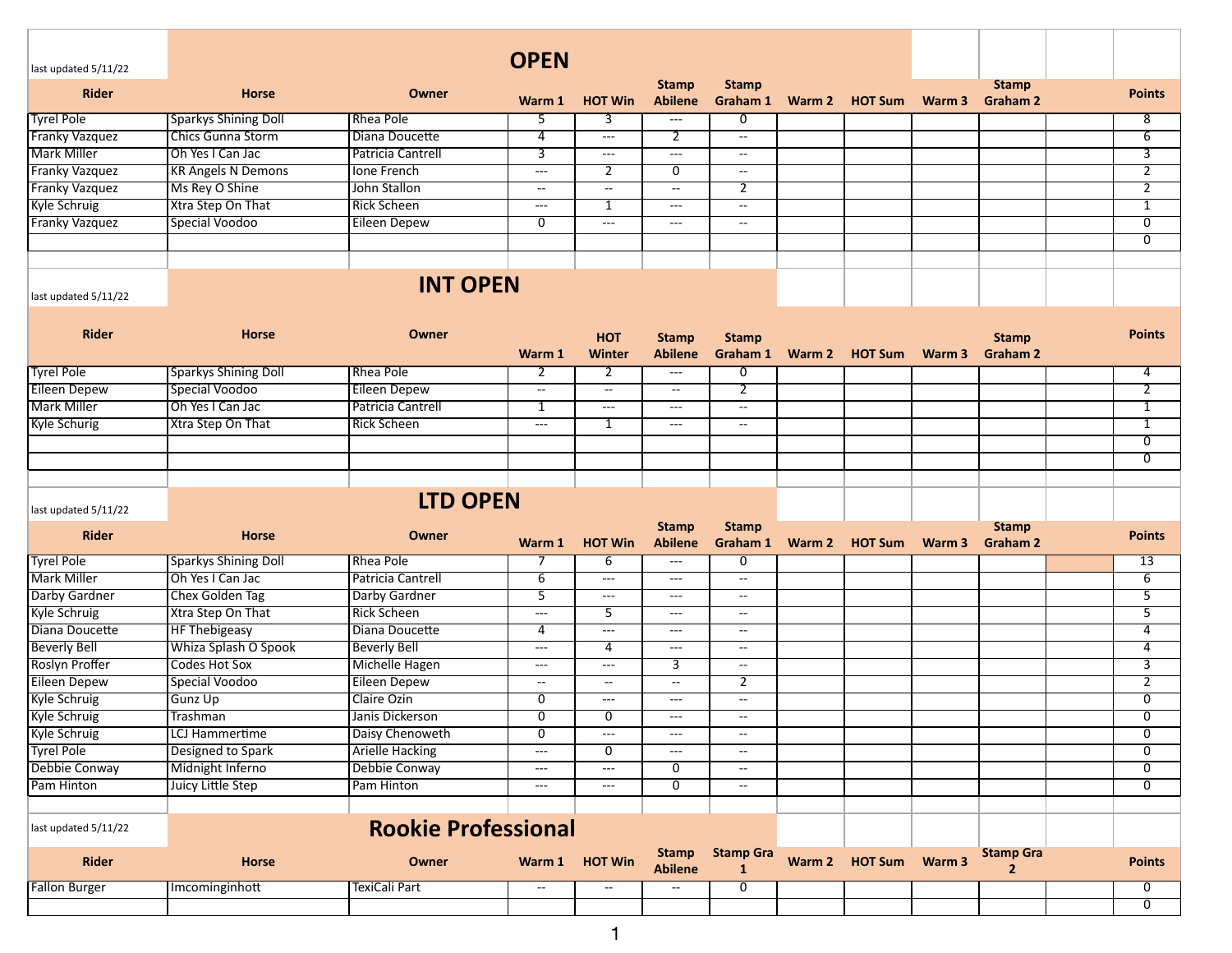last updated 5/11/22

## OPEN

| Rider | Horse | Owner | Warm 1 | HOT Win | Stamp Abilene | Stamp Graham 1 | Warm 2 | HOT Sum | Warm 3 | Stamp Graham 2 | | Points |
|---|---|---|---|---|---|---|---|---|---|---|---|---|
| Tyrel Pole | Sparkys Shining Doll | Rhea Pole | 5 | 3 | --- | 0 | | | | | | 8 |
| Franky Vazquez | Chics Gunna Storm | Diana Doucette | 4 | --- | 2 | -- | | | | | | 6 |
| Mark Miller | Oh Yes I Can Jac | Patricia Cantrell | 3 | --- | --- | -- | | | | | | 3 |
| Franky Vazquez | KR Angels N Demons | Ione French | --- | 2 | 0 | -- | | | | | | 2 |
| Franky Vazquez | Ms Rey O Shine | John Stallon | -- | -- | -- | 2 | | | | | | 2 |
| Kyle Schruig | Xtra Step On That | Rick Scheen | --- | 1 | --- | -- | | | | | | 1 |
| Franky Vazquez | Special Voodoo | Eileen Depew | 0 | --- | --- | -- | | | | | | 0 |
| | | | | | | | | | | | | 0 |

last updated 5/11/22

## INT OPEN

| Rider | Horse | Owner | Warm 1 | HOT Winter | Stamp Abilene | Stamp Graham 1 | Warm 2 | HOT Sum | Warm 3 | Stamp Graham 2 | | Points |
|---|---|---|---|---|---|---|---|---|---|---|---|---|
| Tyrel Pole | Sparkys Shining Doll | Rhea Pole | 2 | 2 | --- | 0 | | | | | | 4 |
| Eileen Depew | Special Voodoo | Eileen Depew | -- | -- | -- | 2 | | | | | | 2 |
| Mark Miller | Oh Yes I Can Jac | Patricia Cantrell | 1 | --- | --- | -- | | | | | | 1 |
| Kyle Schurig | Xtra Step On That | Rick Scheen | --- | 1 | --- | -- | | | | | | 1 |
| | | | | | | | | | | | | 0 |
| | | | | | | | | | | | | 0 |

last updated 5/11/22

## LTD OPEN

| Rider | Horse | Owner | Warm 1 | HOT Win | Stamp Abilene | Stamp Graham 1 | Warm 2 | HOT Sum | Warm 3 | Stamp Graham 2 | | Points |
|---|---|---|---|---|---|---|---|---|---|---|---|---|
| Tyrel Pole | Sparkys Shining Doll | Rhea Pole | 7 | 6 | --- | 0 | | | | | | 13 |
| Mark Miller | Oh Yes I Can Jac | Patricia Cantrell | 6 | --- | --- | -- | | | | | | 6 |
| Darby Gardner | Chex Golden Tag | Darby Gardner | 5 | --- | --- | -- | | | | | | 5 |
| Kyle Schruig | Xtra Step On That | Rick Scheen | --- | 5 | --- | -- | | | | | | 5 |
| Diana Doucette | HF Thebigeasy | Diana Doucette | 4 | --- | --- | -- | | | | | | 4 |
| Beverly Bell | Whiza Splash O Spook | Beverly Bell | --- | 4 | --- | -- | | | | | | 4 |
| Roslyn Proffer | Codes Hot Sox | Michelle Hagen | --- | --- | 3 | -- | | | | | | 3 |
| Eileen Depew | Special Voodoo | Eileen Depew | -- | -- | -- | 2 | | | | | | 2 |
| Kyle Schruig | Gunz Up | Claire Ozin | 0 | --- | --- | -- | | | | | | 0 |
| Kyle Schruig | Trashman | Janis Dickerson | 0 | 0 | --- | -- | | | | | | 0 |
| Kyle Schruig | LCJ Hammertime | Daisy Chenoweth | 0 | --- | --- | -- | | | | | | 0 |
| Tyrel Pole | Designed to Spark | Arielle Hacking | --- | 0 | --- | -- | | | | | | 0 |
| Debbie Conway | Midnight Inferno | Debbie Conway | --- | --- | 0 | -- | | | | | | 0 |
| Pam Hinton | Juicy Little Step | Pam Hinton | --- | --- | 0 | -- | | | | | | 0 |

last updated 5/11/22

## Rookie Professional

| Rider | Horse | Owner | Warm 1 | HOT Win | Stamp Abilene | Stamp Gra 1 | Warm 2 | HOT Sum | Warm 3 | Stamp Gra 2 | | Points |
|---|---|---|---|---|---|---|---|---|---|---|---|---|
| Fallon Burger | Imcominginhott | TexiCali Part | -- | -- | -- | 0 | | | | | | 0 |
| | | | | | | | | | | | | 0 |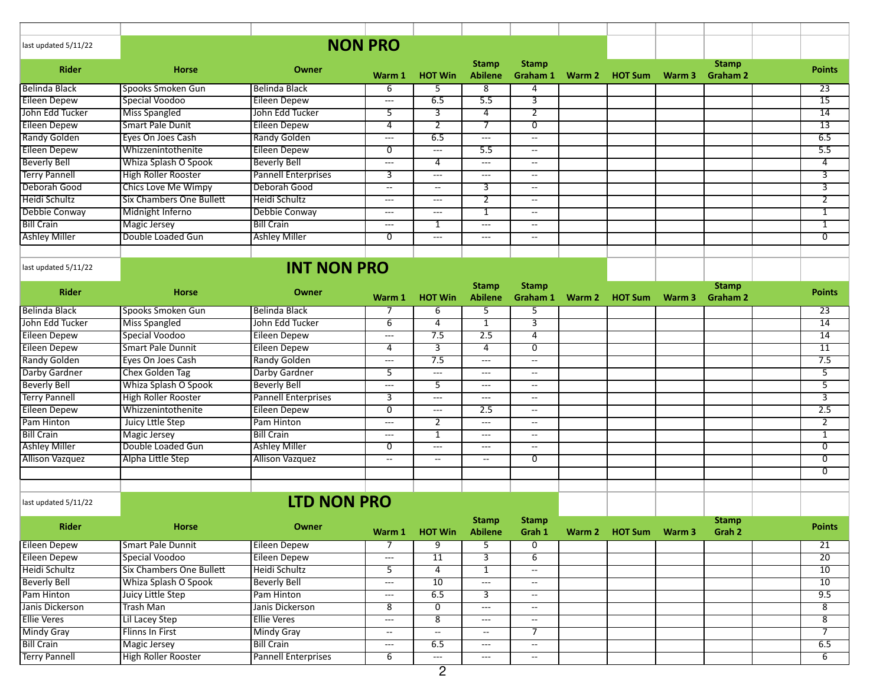last updated 5/11/22

## NON PRO

| Rider | Horse | Owner | Warm 1 | HOT Win | Stamp Abilene | Stamp Graham 1 | Warm 2 | HOT Sum | Warm 3 | Stamp Graham 2 | | Points |
|---|---|---|---|---|---|---|---|---|---|---|---|---|
| Belinda Black | Spooks Smoken Gun | Belinda Black | 6 | 5 | 8 | 4 | | | | | | 23 |
| Eileen Depew | Special Voodoo | Eileen Depew | --- | 6.5 | 5.5 | 3 | | | | | | 15 |
| John Edd Tucker | Miss Spangled | John Edd Tucker | 5 | 3 | 4 | 2 | | | | | | 14 |
| Eileen Depew | Smart Pale Dunit | Eileen Depew | 4 | 2 | 7 | 0 | | | | | | 13 |
| Randy Golden | Eyes On Joes Cash | Randy Golden | --- | 6.5 | --- | -- | | | | | | 6.5 |
| Eileen Depew | Whizzenintothenite | Eileen Depew | 0 | --- | 5.5 | -- | | | | | | 5.5 |
| Beverly Bell | Whiza Splash O Spook | Beverly Bell | --- | 4 | --- | -- | | | | | | 4 |
| Terry Pannell | High Roller Rooster | Pannell Enterprises | 3 | --- | --- | -- | | | | | | 3 |
| Deborah Good | Chics Love Me Wimpy | Deborah Good | -- | -- | 3 | -- | | | | | | 3 |
| Heidi Schultz | Six Chambers One Bullett | Heidi Schultz | --- | --- | 2 | -- | | | | | | 2 |
| Debbie Conway | Midnight Inferno | Debbie Conway | --- | --- | 1 | -- | | | | | | 1 |
| Bill Crain | Magic Jersey | Bill Crain | --- | 1 | --- | -- | | | | | | 1 |
| Ashley Miller | Double Loaded Gun | Ashley Miller | 0 | --- | --- | -- | | | | | | 0 |

last updated 5/11/22

## INT NON PRO

| Rider | Horse | Owner | Warm 1 | HOT Win | Stamp Abilene | Stamp Graham 1 | Warm 2 | HOT Sum | Warm 3 | Stamp Graham 2 | | Points |
|---|---|---|---|---|---|---|---|---|---|---|---|---|
| Belinda Black | Spooks Smoken Gun | Belinda Black | 7 | 6 | 5 | 5 | | | | | | 23 |
| John Edd Tucker | Miss Spangled | John Edd Tucker | 6 | 4 | 1 | 3 | | | | | | 14 |
| Eileen Depew | Special Voodoo | Eileen Depew | --- | 7.5 | 2.5 | 4 | | | | | | 14 |
| Eileen Depew | Smart Pale Dunnit | Eileen Depew | 4 | 3 | 4 | 0 | | | | | | 11 |
| Randy Golden | Eyes On Joes Cash | Randy Golden | --- | 7.5 | --- | -- | | | | | | 7.5 |
| Darby Gardner | Chex Golden Tag | Darby Gardner | 5 | --- | --- | -- | | | | | | 5 |
| Beverly Bell | Whiza Splash O Spook | Beverly Bell | --- | 5 | --- | -- | | | | | | 5 |
| Terry Pannell | High Roller Rooster | Pannell Enterprises | 3 | --- | --- | -- | | | | | | 3 |
| Eileen Depew | Whizzenintothenite | Eileen Depew | 0 | --- | 2.5 | -- | | | | | | 2.5 |
| Pam Hinton | Juicy Lttle Step | Pam Hinton | --- | 2 | --- | -- | | | | | | 2 |
| Bill Crain | Magic Jersey | Bill Crain | --- | 1 | --- | -- | | | | | | 1 |
| Ashley Miller | Double Loaded Gun | Ashley Miller | 0 | --- | --- | -- | | | | | | 0 |
| Allison Vazquez | Alpha Little Step | Allison Vazquez | -- | -- | -- | 0 | | | | | | 0 |
| | | | | | | | | | | | | 0 |

last updated 5/11/22

## LTD NON PRO

| Rider | Horse | Owner | Warm 1 | HOT Win | Stamp Abilene | Stamp Grah 1 | Warm 2 | HOT Sum | Warm 3 | Stamp Grah 2 | | Points |
|---|---|---|---|---|---|---|---|---|---|---|---|---|
| Eileen Depew | Smart Pale Dunnit | Eileen Depew | 7 | 9 | 5 | 0 | | | | | | 21 |
| Eileen Depew | Special Voodoo | Eileen Depew | --- | 11 | 3 | 6 | | | | | | 20 |
| Heidi Schultz | Six Chambers One Bullett | Heidi Schultz | 5 | 4 | 1 | -- | | | | | | 10 |
| Beverly Bell | Whiza Splash O Spook | Beverly Bell | --- | 10 | --- | -- | | | | | | 10 |
| Pam Hinton | Juicy Little Step | Pam Hinton | --- | 6.5 | 3 | -- | | | | | | 9.5 |
| Janis Dickerson | Trash Man | Janis Dickerson | 8 | 0 | --- | -- | | | | | | 8 |
| Ellie Veres | Lil Lacey Step | Ellie Veres | --- | 8 | --- | -- | | | | | | 8 |
| Mindy Gray | Flinns In First | Mindy Gray | -- | -- | -- | 7 | | | | | | 7 |
| Bill Crain | Magic Jersey | Bill Crain | --- | 6.5 | --- | -- | | | | | | 6.5 |
| Terry Pannell | High Roller Rooster | Pannell Enterprises | 6 | --- | --- | -- | | | | | | 6 |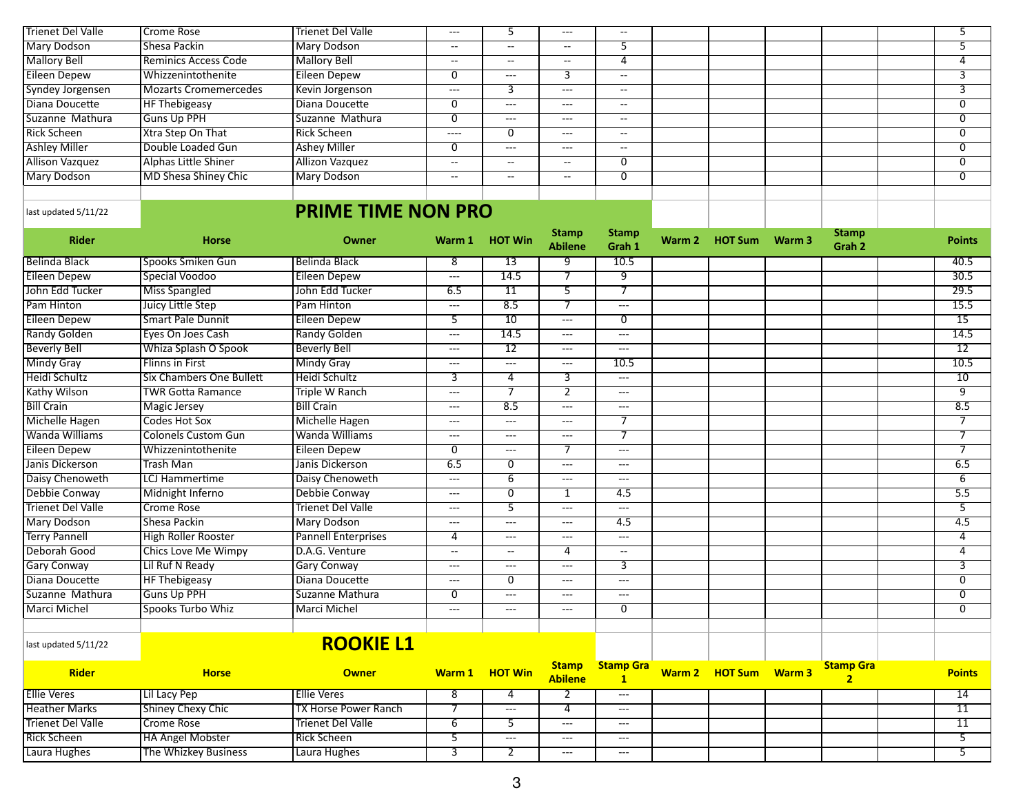| | | | | | | | | | | | | |
|---|---|---|---|---|---|---|---|---|---|---|---|---|
| Trienet Del Valle | Crome Rose | Trienet Del Valle | --- | 5 | --- | -- | | | | | | 5 |
| Mary Dodson | Shesa Packin | Mary Dodson | -- | -- | -- | 5 | | | | | | 5 |
| Mallory Bell | Reminics Access Code | Mallory Bell | -- | -- | -- | 4 | | | | | | 4 |
| Eileen Depew | Whizzenintothenite | Eileen Depew | 0 | --- | 3 | -- | | | | | | 3 |
| Syndey Jorgensen | Mozarts Cromemercedes | Kevin Jorgenson | --- | 3 | --- | -- | | | | | | 3 |
| Diana Doucette | HF Thebigeasy | Diana Doucette | 0 | --- | --- | -- | | | | | | 0 |
| Suzanne Mathura | Guns Up PPH | Suzanne Mathura | 0 | --- | --- | -- | | | | | | 0 |
| Rick Scheen | Xtra Step On That | Rick Scheen | ---- | 0 | --- | -- | | | | | | 0 |
| Ashley Miller | Double Loaded Gun | Ashey Miller | 0 | --- | --- | -- | | | | | | 0 |
| Allison Vazquez | Alphas Little Shiner | Allizon Vazquez | -- | -- | -- | 0 | | | | | | 0 |
| Mary Dodson | MD Shesa Shiney Chic | Mary Dodson | -- | -- | -- | 0 | | | | | | 0 |

last updated 5/11/22

## PRIME TIME NON PRO

| Rider | Horse | Owner | Warm 1 | HOT Win | Stamp Abilene | Stamp Grah 1 | Warm 2 | HOT Sum | Warm 3 | Stamp Grah 2 | | Points |
|---|---|---|---|---|---|---|---|---|---|---|---|---|
| Belinda Black | Spooks Smiken Gun | Belinda Black | 8 | 13 | 9 | 10.5 | | | | | | 40.5 |
| Eileen Depew | Special Voodoo | Eileen Depew | --- | 14.5 | 7 | 9 | | | | | | 30.5 |
| John Edd Tucker | Miss Spangled | John Edd Tucker | 6.5 | 11 | 5 | 7 | | | | | | 29.5 |
| Pam Hinton | Juicy Little Step | Pam Hinton | --- | 8.5 | 7 | --- | | | | | | 15.5 |
| Eileen Depew | Smart Pale Dunnit | Eileen Depew | 5 | 10 | --- | 0 | | | | | | 15 |
| Randy Golden | Eyes On Joes Cash | Randy Golden | --- | 14.5 | --- | --- | | | | | | 14.5 |
| Beverly Bell | Whiza Splash O Spook | Beverly Bell | --- | 12 | --- | --- | | | | | | 12 |
| Mindy Gray | Flinns in First | Mindy Gray | --- | --- | --- | 10.5 | | | | | | 10.5 |
| Heidi Schultz | Six Chambers One Bullett | Heidi Schultz | 3 | 4 | 3 | --- | | | | | | 10 |
| Kathy Wilson | TWR Gotta Ramance | Triple W Ranch | --- | 7 | 2 | --- | | | | | | 9 |
| Bill Crain | Magic Jersey | Bill Crain | --- | 8.5 | --- | --- | | | | | | 8.5 |
| Michelle Hagen | Codes Hot Sox | Michelle Hagen | --- | --- | --- | 7 | | | | | | 7 |
| Wanda Williams | Colonels Custom Gun | Wanda Williams | --- | --- | --- | 7 | | | | | | 7 |
| Eileen Depew | Whizzenintothenite | Eileen Depew | 0 | --- | 7 | --- | | | | | | 7 |
| Janis Dickerson | Trash Man | Janis Dickerson | 6.5 | 0 | --- | --- | | | | | | 6.5 |
| Daisy Chenoweth | LCJ Hammertime | Daisy Chenoweth | --- | 6 | --- | --- | | | | | | 6 |
| Debbie Conway | Midnight Inferno | Debbie Conway | --- | 0 | 1 | 4.5 | | | | | | 5.5 |
| Trienet Del Valle | Crome Rose | Trienet Del Valle | --- | 5 | --- | --- | | | | | | 5 |
| Mary Dodson | Shesa Packin | Mary Dodson | --- | --- | --- | 4.5 | | | | | | 4.5 |
| Terry Pannell | High Roller Rooster | Pannell Enterprises | 4 | --- | --- | --- | | | | | | 4 |
| Deborah Good | Chics Love Me Wimpy | D.A.G. Venture | -- | -- | 4 | -- | | | | | | 4 |
| Gary Conway | Lil Ruf N Ready | Gary Conway | --- | --- | --- | 3 | | | | | | 3 |
| Diana Doucette | HF Thebigeasy | Diana Doucette | --- | 0 | --- | --- | | | | | | 0 |
| Suzanne Mathura | Guns Up PPH | Suzanne Mathura | 0 | --- | --- | --- | | | | | | 0 |
| Marci Michel | Spooks Turbo Whiz | Marci Michel | --- | --- | --- | 0 | | | | | | 0 |

last updated 5/11/22

## ROOKIE L1

| Rider | Horse | Owner | Warm 1 | HOT Win | Stamp Abilene | Stamp Gra 1 | Warm 2 | HOT Sum | Warm 3 | Stamp Gra 2 | | Points |
|---|---|---|---|---|---|---|---|---|---|---|---|---|
| Ellie Veres | Lil Lacy Pep | Ellie Veres | 8 | 4 | 2 | --- | | | | | | 14 |
| Heather Marks | Shiney Chexy Chic | TX Horse Power Ranch | 7 | --- | 4 | --- | | | | | | 11 |
| Trienet Del Valle | Crome Rose | Trienet Del Valle | 6 | 5 | --- | --- | | | | | | 11 |
| Rick Scheen | HA Angel Mobster | Rick Scheen | 5 | --- | --- | --- | | | | | | 5 |
| Laura Hughes | The Whizkey Business | Laura Hughes | 3 | 2 | --- | --- | | | | | | 5 |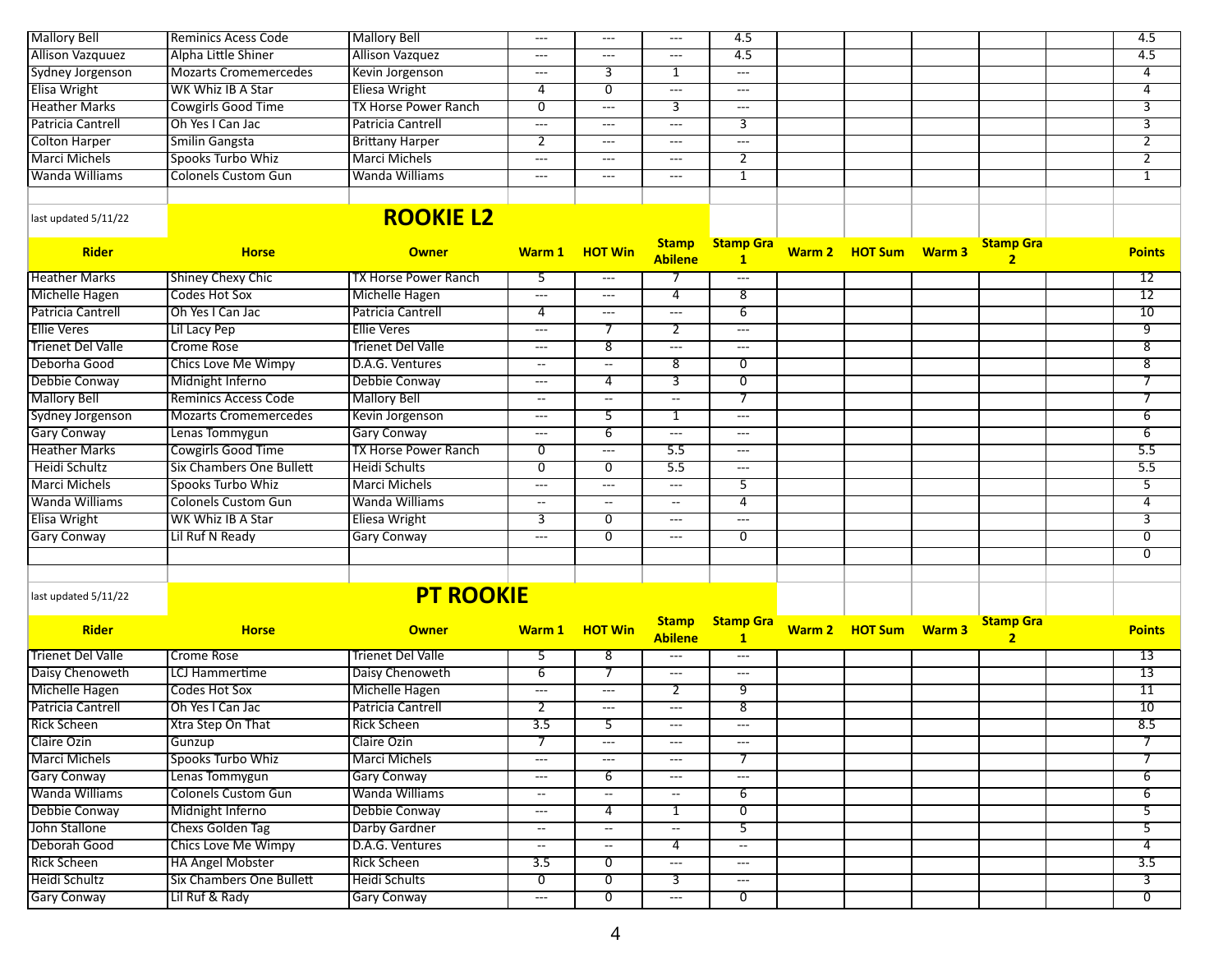| Mallory Bell | Reminics Acess Code | Mallory Bell | --- | --- | --- | 4.5 | | | | | | 4.5 |
|---|---|---|---|---|---|---|---|---|---|---|---|---|
| Allison Vazquuez | Alpha Little Shiner | Allison Vazquez | --- | --- | --- | 4.5 | | | | | | 4.5 |
| Sydney Jorgenson | Mozarts Cromemercedes | Kevin Jorgenson | --- | 3 | 1 | --- | | | | | | 4 |
| Elisa Wright | WK Whiz IB A Star | Eliesa Wright | 4 | 0 | --- | --- | | | | | | 4 |
| Heather Marks | Cowgirls Good Time | TX Horse Power Ranch | 0 | --- | 3 | --- | | | | | | 3 |
| Patricia Cantrell | Oh Yes I Can Jac | Patricia Cantrell | --- | --- | --- | 3 | | | | | | 3 |
| Colton Harper | Smilin Gangsta | Brittany Harper | 2 | --- | --- | --- | | | | | | 2 |
| Marci Michels | Spooks Turbo Whiz | Marci Michels | --- | --- | --- | 2 | | | | | | 2 |
| Wanda Williams | Colonels Custom Gun | Wanda Williams | --- | --- | --- | 1 | | | | | | 1 |

last updated 5/11/22

## ROOKIE L2

| Rider | Horse | Owner | Warm 1 | HOT Win | Stamp Abilene | Stamp Gra 1 | Warm 2 | HOT Sum | Warm 3 | Stamp Gra 2 | | Points |
|---|---|---|---|---|---|---|---|---|---|---|---|---|
| Heather Marks | Shiney Chexy Chic | TX Horse Power Ranch | 5 | --- | 7 | --- | | | | | | 12 |
| Michelle Hagen | Codes Hot Sox | Michelle Hagen | --- | --- | 4 | 8 | | | | | | 12 |
| Patricia Cantrell | Oh Yes I Can Jac | Patricia Cantrell | 4 | --- | --- | 6 | | | | | | 10 |
| Ellie Veres | Lil Lacy Pep | Ellie Veres | --- | 7 | 2 | --- | | | | | | 9 |
| Trienet Del Valle | Crome Rose | Trienet Del Valle | --- | 8 | --- | --- | | | | | | 8 |
| Deborha Good | Chics Love Me Wimpy | D.A.G. Ventures | -- | -- | 8 | 0 | | | | | | 8 |
| Debbie Conway | Midnight Inferno | Debbie Conway | --- | 4 | 3 | 0 | | | | | | 7 |
| Mallory Bell | Reminics Access Code | Mallory Bell | -- | -- | -- | 7 | | | | | | 7 |
| Sydney Jorgenson | Mozarts Cromemercedes | Kevin Jorgenson | --- | 5 | 1 | --- | | | | | | 6 |
| Gary Conway | Lenas Tommygun | Gary Conway | --- | 6 | --- | --- | | | | | | 6 |
| Heather Marks | Cowgirls Good Time | TX Horse Power Ranch | 0 | --- | 5.5 | --- | | | | | | 5.5 |
| Heidi Schultz | Six Chambers One Bullett | Heidi Schults | 0 | 0 | 5.5 | --- | | | | | | 5.5 |
| Marci Michels | Spooks Turbo Whiz | Marci Michels | --- | --- | --- | 5 | | | | | | 5 |
| Wanda Williams | Colonels Custom Gun | Wanda Williams | -- | -- | -- | 4 | | | | | | 4 |
| Elisa Wright | WK Whiz IB A Star | Eliesa Wright | 3 | 0 | --- | --- | | | | | | 3 |
| Gary Conway | Lil Ruf N Ready | Gary Conway | --- | 0 | --- | 0 | | | | | | 0 |
| | | | | | | | | | | | | 0 |

last updated 5/11/22

## PT ROOKIE

| Rider | Horse | Owner | Warm 1 | HOT Win | Stamp Abilene | Stamp Gra 1 | Warm 2 | HOT Sum | Warm 3 | Stamp Gra 2 | | Points |
|---|---|---|---|---|---|---|---|---|---|---|---|---|
| Trienet Del Valle | Crome Rose | Trienet Del Valle | 5 | 8 | --- | --- | | | | | | 13 |
| Daisy Chenoweth | LCJ Hammertime | Daisy Chenoweth | 6 | 7 | --- | --- | | | | | | 13 |
| Michelle Hagen | Codes Hot Sox | Michelle Hagen | --- | --- | 2 | 9 | | | | | | 11 |
| Patricia Cantrell | Oh Yes I Can Jac | Patricia Cantrell | 2 | --- | --- | 8 | | | | | | 10 |
| Rick Scheen | Xtra Step On That | Rick Scheen | 3.5 | 5 | --- | --- | | | | | | 8.5 |
| Claire Ozin | Gunzup | Claire Ozin | 7 | --- | --- | --- | | | | | | 7 |
| Marci Michels | Spooks Turbo Whiz | Marci Michels | --- | --- | --- | 7 | | | | | | 7 |
| Gary Conway | Lenas Tommygun | Gary Conway | --- | 6 | --- | --- | | | | | | 6 |
| Wanda Williams | Colonels Custom Gun | Wanda Williams | -- | -- | -- | 6 | | | | | | 6 |
| Debbie Conway | Midnight Inferno | Debbie Conway | --- | 4 | 1 | 0 | | | | | | 5 |
| John Stallone | Chexs Golden Tag | Darby Gardner | -- | -- | -- | 5 | | | | | | 5 |
| Deborah Good | Chics Love Me Wimpy | D.A.G. Ventures | -- | -- | 4 | -- | | | | | | 4 |
| Rick Scheen | HA Angel Mobster | Rick Scheen | 3.5 | 0 | --- | --- | | | | | | 3.5 |
| Heidi Schultz | Six Chambers One Bullett | Heidi Schults | 0 | 0 | 3 | --- | | | | | | 3 |
| Gary Conway | Lil Ruf & Rady | Gary Conway | --- | 0 | --- | 0 | | | | | | 0 |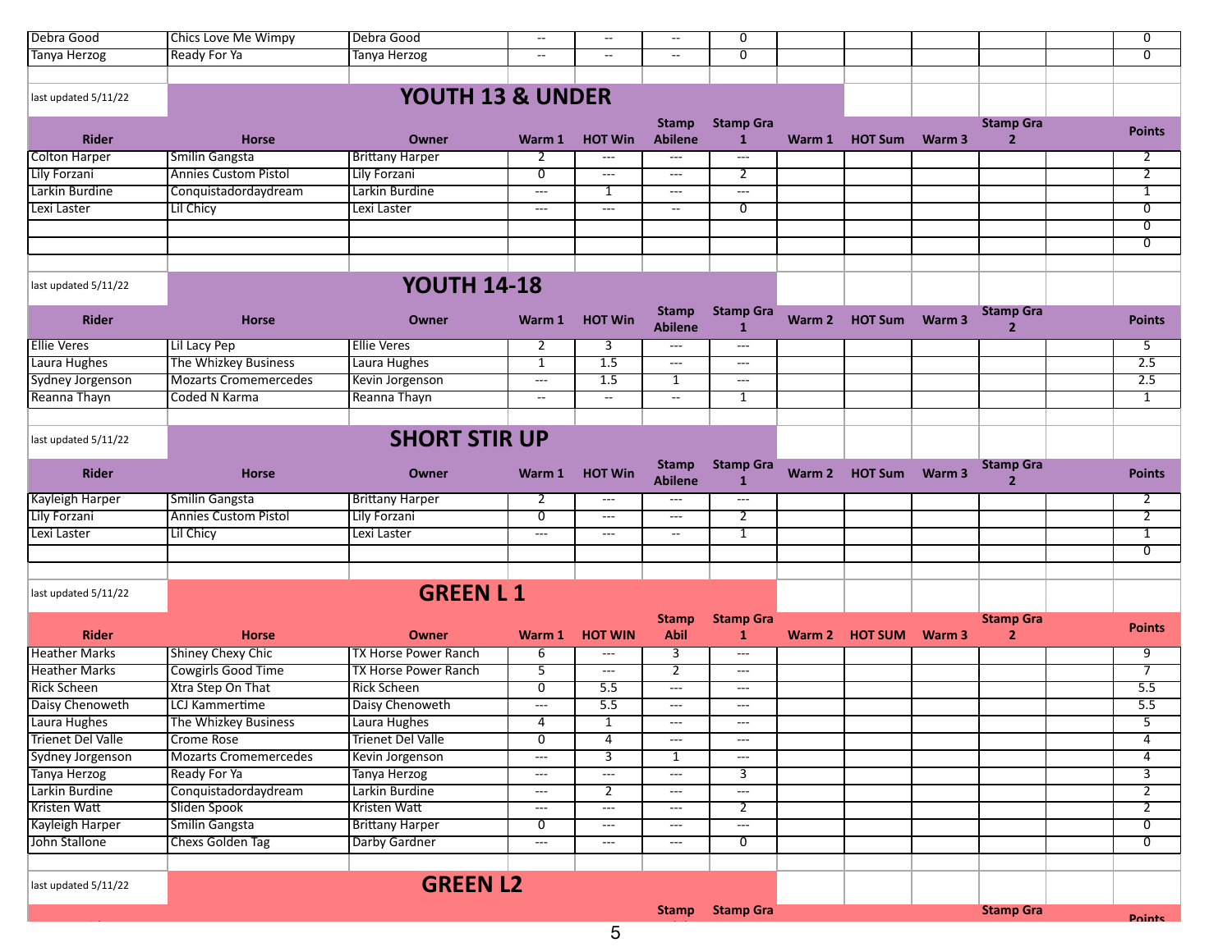| | | | | | | | | | | | |
|---|---|---|---|---|---|---|---|---|---|---|---|
| Debra Good | Chics Love Me Wimpy | Debra Good | -- | -- | -- | 0 | | | | | 0 |
| Tanya Herzog | Ready For Ya | Tanya Herzog | -- | -- | -- | 0 | | | | | 0 |

last updated 5/11/22

## YOUTH 13 & UNDER

| Rider | Horse | Owner | Warm 1 | HOT Win | Stamp Abilene | Stamp Gra 1 | Warm 1 | HOT Sum | Warm 3 | Stamp Gra 2 | | Points |
|---|---|---|---|---|---|---|---|---|---|---|---|---|
| Colton Harper | Smilin Gangsta | Brittany Harper | 2 | --- | --- | --- | | | | | | 2 |
| Lily Forzani | Annies Custom Pistol | Lily Forzani | 0 | --- | --- | 2 | | | | | | 2 |
| Larkin Burdine | Conquistadordaydream | Larkin Burdine | --- | 1 | --- | --- | | | | | | 1 |
| Lexi Laster | Lil Chicy | Lexi Laster | --- | --- | -- | 0 | | | | | | 0 |
| | | | | | | | | | | | | 0 |
| | | | | | | | | | | | | 0 |

last updated 5/11/22

## YOUTH 14-18

| Rider | Horse | Owner | Warm 1 | HOT Win | Stamp Abilene | Stamp Gra 1 | Warm 2 | HOT Sum | Warm 3 | Stamp Gra 2 | | Points |
|---|---|---|---|---|---|---|---|---|---|---|---|---|
| Ellie Veres | Lil Lacy Pep | Ellie Veres | 2 | 3 | --- | --- | | | | | | 5 |
| Laura Hughes | The Whizkey Business | Laura Hughes | 1 | 1.5 | --- | --- | | | | | | 2.5 |
| Sydney Jorgenson | Mozarts Cromemercedes | Kevin Jorgenson | --- | 1.5 | 1 | --- | | | | | | 2.5 |
| Reanna Thayn | Coded N Karma | Reanna Thayn | -- | -- | -- | 1 | | | | | | 1 |

last updated 5/11/22

## SHORT STIR UP

| Rider | Horse | Owner | Warm 1 | HOT Win | Stamp Abilene | Stamp Gra 1 | Warm 2 | HOT Sum | Warm 3 | Stamp Gra 2 | | Points |
|---|---|---|---|---|---|---|---|---|---|---|---|---|
| Kayleigh Harper | Smilin Gangsta | Brittany Harper | 2 | --- | --- | --- | | | | | | 2 |
| Lily Forzani | Annies Custom Pistol | Lily Forzani | 0 | --- | --- | 2 | | | | | | 2 |
| Lexi Laster | Lil Chicy | Lexi Laster | --- | --- | -- | 1 | | | | | | 1 |
| | | | | | | | | | | | | 0 |

last updated 5/11/22

## GREEN L 1

| Rider | Horse | Owner | Warm 1 | HOT WIN | Stamp Abil | Stamp Gra 1 | Warm 2 | HOT SUM | Warm 3 | Stamp Gra 2 | | Points |
|---|---|---|---|---|---|---|---|---|---|---|---|---|
| Heather Marks | Shiney Chexy Chic | TX Horse Power Ranch | 6 | --- | 3 | --- | | | | | | 9 |
| Heather Marks | Cowgirls Good Time | TX Horse Power Ranch | 5 | --- | 2 | --- | | | | | | 7 |
| Rick Scheen | Xtra Step On That | Rick Scheen | 0 | 5.5 | --- | --- | | | | | | 5.5 |
| Daisy Chenoweth | LCJ Kammertime | Daisy Chenoweth | --- | 5.5 | --- | --- | | | | | | 5.5 |
| Laura Hughes | The Whizkey Business | Laura Hughes | 4 | 1 | --- | --- | | | | | | 5 |
| Trienet Del Valle | Crome Rose | Trienet Del Valle | 0 | 4 | --- | --- | | | | | | 4 |
| Sydney Jorgenson | Mozarts Cromemercedes | Kevin Jorgenson | --- | 3 | 1 | --- | | | | | | 4 |
| Tanya Herzog | Ready For Ya | Tanya Herzog | --- | --- | --- | 3 | | | | | | 3 |
| Larkin Burdine | Conquistadordaydream | Larkin Burdine | --- | 2 | --- | --- | | | | | | 2 |
| Kristen Watt | Sliden Spook | Kristen Watt | --- | --- | --- | 2 | | | | | | 2 |
| Kayleigh Harper | Smilin Gangsta | Brittany Harper | 0 | --- | --- | --- | | | | | | 0 |
| John Stallone | Chexs Golden Tag | Darby Gardner | --- | --- | --- | 0 | | | | | | 0 |

last updated 5/11/22

## GREEN L2

| | | | | | Stamp | Stamp Gra | | | | Stamp Gra | | Points |
|---|---|---|---|---|---|---|---|---|---|---|---|---|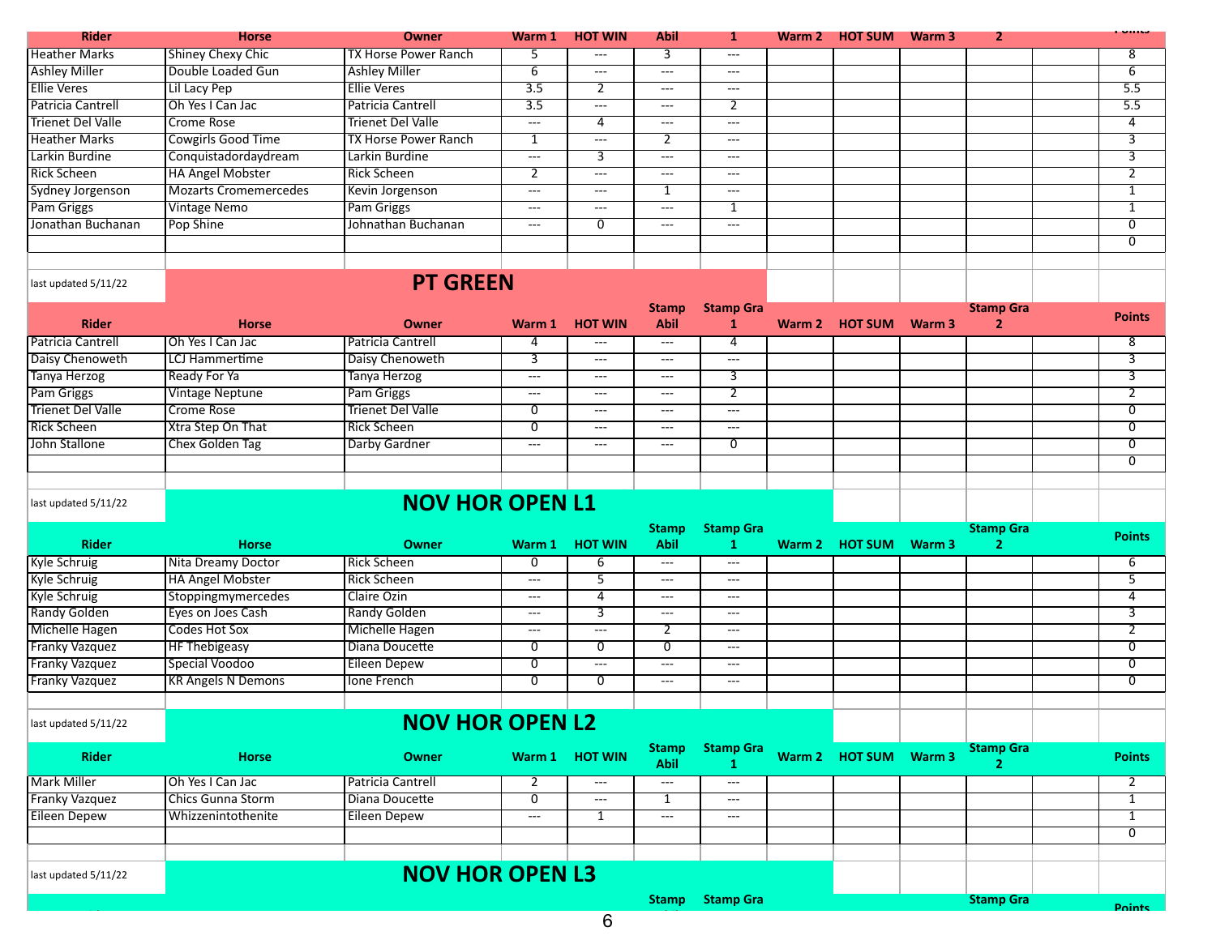| Rider | Horse | Owner | Warm 1 | HOT WIN | Abil | 1 | Warm 2 | HOT SUM | Warm 3 | 2 | | Points |
|---|---|---|---|---|---|---|---|---|---|---|---|---|
| Heather Marks | Shiney Chexy Chic | TX Horse Power Ranch | 5 | --- | 3 | --- | | | | | | 8 |
| Ashley Miller | Double Loaded Gun | Ashley Miller | 6 | --- | --- | --- | | | | | | 6 |
| Ellie Veres | Lil Lacy Pep | Ellie Veres | 3.5 | 2 | --- | --- | | | | | | 5.5 |
| Patricia Cantrell | Oh Yes I Can Jac | Patricia Cantrell | 3.5 | --- | --- | 2 | | | | | | 5.5 |
| Trienet Del Valle | Crome Rose | Trienet Del Valle | --- | 4 | --- | --- | | | | | | 4 |
| Heather Marks | Cowgirls Good Time | TX Horse Power Ranch | 1 | --- | 2 | --- | | | | | | 3 |
| Larkin Burdine | Conquistadordaydream | Larkin Burdine | --- | 3 | --- | --- | | | | | | 3 |
| Rick Scheen | HA Angel Mobster | Rick Scheen | 2 | --- | --- | --- | | | | | | 2 |
| Sydney Jorgenson | Mozarts Cromemercedes | Kevin Jorgenson | --- | --- | 1 | --- | | | | | | 1 |
| Pam Griggs | Vintage Nemo | Pam Griggs | --- | --- | --- | 1 | | | | | | 1 |
| Jonathan Buchanan | Pop Shine | Johnathan Buchanan | --- | 0 | --- | --- | | | | | | 0 |
| | | | | | | | | | | | | 0 |

last updated 5/11/22

## PT GREEN

| Rider | Horse | Owner | Warm 1 | HOT WIN | Stamp Abil | Stamp Gra 1 | Warm 2 | HOT SUM | Warm 3 | Stamp Gra 2 | | Points |
|---|---|---|---|---|---|---|---|---|---|---|---|---|
| Patricia Cantrell | Oh Yes I Can Jac | Patricia Cantrell | 4 | --- | --- | 4 | | | | | | 8 |
| Daisy Chenoweth | LCJ Hammertime | Daisy Chenoweth | 3 | --- | --- | --- | | | | | | 3 |
| Tanya Herzog | Ready For Ya | Tanya Herzog | --- | --- | --- | 3 | | | | | | 3 |
| Pam Griggs | Vintage Neptune | Pam Griggs | --- | --- | --- | 2 | | | | | | 2 |
| Trienet Del Valle | Crome Rose | Trienet Del Valle | 0 | --- | --- | --- | | | | | | 0 |
| Rick Scheen | Xtra Step On That | Rick Scheen | 0 | --- | --- | --- | | | | | | 0 |
| John Stallone | Chex Golden Tag | Darby Gardner | --- | --- | --- | 0 | | | | | | 0 |
| | | | | | | | | | | | | 0 |

last updated 5/11/22

## NOV HOR OPEN L1

| Rider | Horse | Owner | Warm 1 | HOT WIN | Stamp Abil | Stamp Gra 1 | Warm 2 | HOT SUM | Warm 3 | Stamp Gra 2 | | Points |
|---|---|---|---|---|---|---|---|---|---|---|---|---|
| Kyle Schruig | Nita Dreamy Doctor | Rick Scheen | 0 | 6 | --- | --- | | | | | | 6 |
| Kyle Schruig | HA Angel Mobster | Rick Scheen | --- | 5 | --- | --- | | | | | | 5 |
| Kyle Schruig | Stoppingmymercedes | Claire Ozin | --- | 4 | --- | --- | | | | | | 4 |
| Randy Golden | Eyes on Joes Cash | Randy Golden | --- | 3 | --- | --- | | | | | | 3 |
| Michelle Hagen | Codes Hot Sox | Michelle Hagen | --- | --- | 2 | --- | | | | | | 2 |
| Franky Vazquez | HF Thebigeasy | Diana Doucette | 0 | 0 | 0 | --- | | | | | | 0 |
| Franky Vazquez | Special Voodoo | Eileen Depew | 0 | --- | --- | --- | | | | | | 0 |
| Franky Vazquez | KR Angels N Demons | Ione French | 0 | 0 | --- | --- | | | | | | 0 |

last updated 5/11/22

## NOV HOR OPEN L2

| Rider | Horse | Owner | Warm 1 | HOT WIN | Stamp Abil | Stamp Gra 1 | Warm 2 | HOT SUM | Warm 3 | Stamp Gra 2 | | Points |
|---|---|---|---|---|---|---|---|---|---|---|---|---|
| Mark Miller | Oh Yes I Can Jac | Patricia Cantrell | 2 | --- | --- | --- | | | | | | 2 |
| Franky Vazquez | Chics Gunna Storm | Diana Doucette | 0 | --- | 1 | --- | | | | | | 1 |
| Eileen Depew | Whizzenintothenite | Eileen Depew | --- | 1 | --- | --- | | | | | | 1 |
| | | | | | | | | | | | | 0 |

last updated 5/11/22

## NOV HOR OPEN L3

| Rider | Horse | Owner | Warm 1 | HOT WIN | Stamp Abil | Stamp Gra 1 | Warm 2 | HOT SUM | Warm 3 | Stamp Gra 2 | | Points |
|---|---|---|---|---|---|---|---|---|---|---|---|---|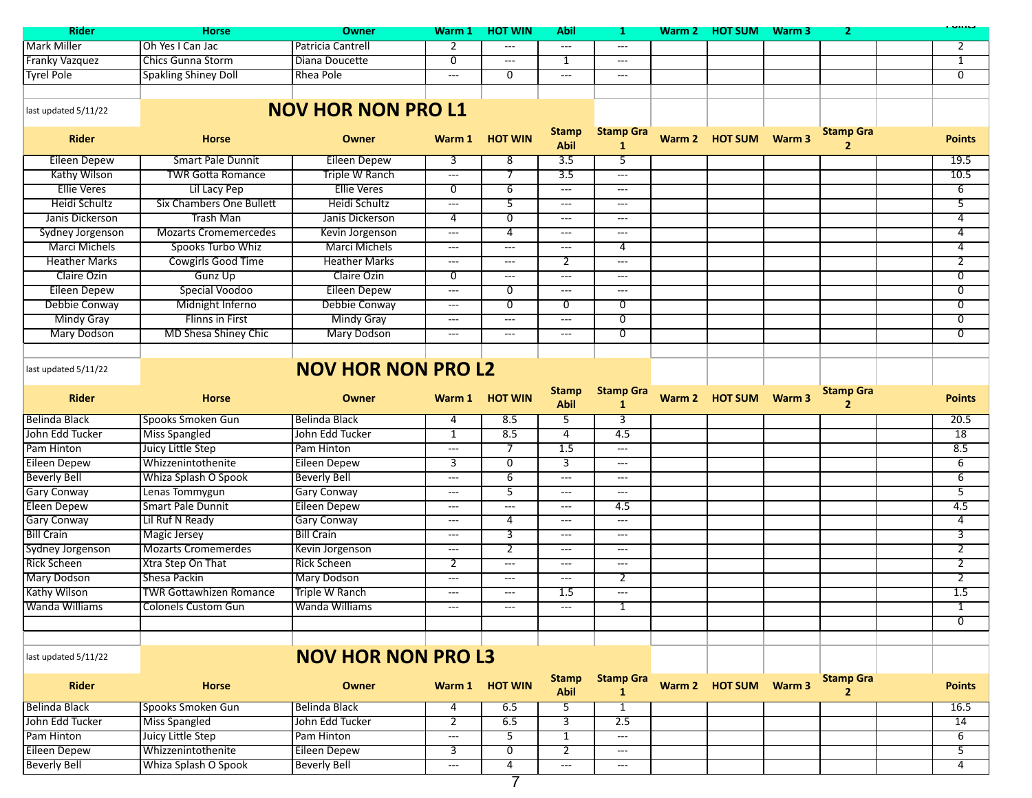| Rider | Horse | Owner | Warm 1 | HOT WIN | Abil | 1 | Warm 2 | HOT SUM | Warm 3 | 2 | | Points |
|---|---|---|---|---|---|---|---|---|---|---|---|---|
| Mark Miller | Oh Yes I Can Jac | Patricia Cantrell | 2 | --- | --- | --- | | | | | | 2 |
| Franky Vazquez | Chics Gunna Storm | Diana Doucette | 0 | --- | 1 | --- | | | | | | 1 |
| Tyrel Pole | Spakling Shiney Doll | Rhea Pole | --- | 0 | --- | --- | | | | | | 0 |

last updated 5/11/22

## NOV HOR NON PRO L1

| Rider | Horse | Owner | Warm 1 | HOT WIN | Stamp Abil | Stamp Gra 1 | Warm 2 | HOT SUM | Warm 3 | Stamp Gra 2 | | Points |
|---|---|---|---|---|---|---|---|---|---|---|---|---|
| Eileen Depew | Smart Pale Dunnit | Eileen Depew | 3 | 8 | 3.5 | 5 | | | | | | 19.5 |
| Kathy Wilson | TWR Gotta Romance | Triple W Ranch | --- | 7 | 3.5 | --- | | | | | | 10.5 |
| Ellie Veres | Lil Lacy Pep | Ellie Veres | 0 | 6 | --- | --- | | | | | | 6 |
| Heidi Schultz | Six Chambers One Bullett | Heidi Schultz | --- | 5 | --- | --- | | | | | | 5 |
| Janis Dickerson | Trash Man | Janis Dickerson | 4 | 0 | --- | --- | | | | | | 4 |
| Sydney Jorgenson | Mozarts Cromemercedes | Kevin Jorgenson | --- | 4 | --- | --- | | | | | | 4 |
| Marci Michels | Spooks Turbo Whiz | Marci Michels | --- | --- | --- | 4 | | | | | | 4 |
| Heather Marks | Cowgirls Good Time | Heather Marks | --- | --- | 2 | --- | | | | | | 2 |
| Claire Ozin | Gunz Up | Claire Ozin | 0 | --- | --- | --- | | | | | | 0 |
| Eileen Depew | Special Voodoo | Eileen Depew | --- | 0 | --- | --- | | | | | | 0 |
| Debbie Conway | Midnight Inferno | Debbie Conway | --- | 0 | 0 | 0 | | | | | | 0 |
| Mindy Gray | Flinns in First | Mindy Gray | --- | --- | --- | 0 | | | | | | 0 |
| Mary Dodson | MD Shesa Shiney Chic | Mary Dodson | --- | --- | --- | 0 | | | | | | 0 |

last updated 5/11/22

## NOV HOR NON PRO L2

| Rider | Horse | Owner | Warm 1 | HOT WIN | Stamp Abil | Stamp Gra 1 | Warm 2 | HOT SUM | Warm 3 | Stamp Gra 2 | | Points |
|---|---|---|---|---|---|---|---|---|---|---|---|---|
| Belinda Black | Spooks Smoken Gun | Belinda Black | 4 | 8.5 | 5 | 3 | | | | | | 20.5 |
| John Edd Tucker | Miss Spangled | John Edd Tucker | 1 | 8.5 | 4 | 4.5 | | | | | | 18 |
| Pam Hinton | Juicy Little Step | Pam Hinton | --- | 7 | 1.5 | --- | | | | | | 8.5 |
| Eileen Depew | Whizzenintothenite | Eileen Depew | 3 | 0 | 3 | --- | | | | | | 6 |
| Beverly Bell | Whiza Splash O Spook | Beverly Bell | --- | 6 | --- | --- | | | | | | 6 |
| Gary Conway | Lenas Tommygun | Gary Conway | --- | 5 | --- | --- | | | | | | 5 |
| Eleen Depew | Smart Pale Dunnit | Eileen Depew | --- | --- | --- | 4.5 | | | | | | 4.5 |
| Gary Conway | Lil Ruf N Ready | Gary Conway | --- | 4 | --- | --- | | | | | | 4 |
| Bill Crain | Magic Jersey | Bill Crain | --- | 3 | --- | --- | | | | | | 3 |
| Sydney Jorgenson | Mozarts Cromemerdes | Kevin Jorgenson | --- | 2 | --- | --- | | | | | | 2 |
| Rick Scheen | Xtra Step On That | Rick Scheen | 2 | --- | --- | --- | | | | | | 2 |
| Mary Dodson | Shesa Packin | Mary Dodson | --- | --- | --- | 2 | | | | | | 2 |
| Kathy Wilson | TWR Gottawhizen Romance | Triple W Ranch | --- | --- | 1.5 | --- | | | | | | 1.5 |
| Wanda Williams | Colonels Custom Gun | Wanda Williams | --- | --- | --- | 1 | | | | | | 1 |
| | | | | | | | | | | | | 0 |

last updated 5/11/22

## NOV HOR NON PRO L3

| Rider | Horse | Owner | Warm 1 | HOT WIN | Stamp Abil | Stamp Gra 1 | Warm 2 | HOT SUM | Warm 3 | Stamp Gra 2 | | Points |
|---|---|---|---|---|---|---|---|---|---|---|---|---|
| Belinda Black | Spooks Smoken Gun | Belinda Black | 4 | 6.5 | 5 | 1 | | | | | | 16.5 |
| John Edd Tucker | Miss Spangled | John Edd Tucker | 2 | 6.5 | 3 | 2.5 | | | | | | 14 |
| Pam Hinton | Juicy Little Step | Pam Hinton | --- | 5 | 1 | --- | | | | | | 6 |
| Eileen Depew | Whizzenintothenite | Eileen Depew | 3 | 0 | 2 | --- | | | | | | 5 |
| Beverly Bell | Whiza Splash O Spook | Beverly Bell | --- | 4 | --- | --- | | | | | | 4 |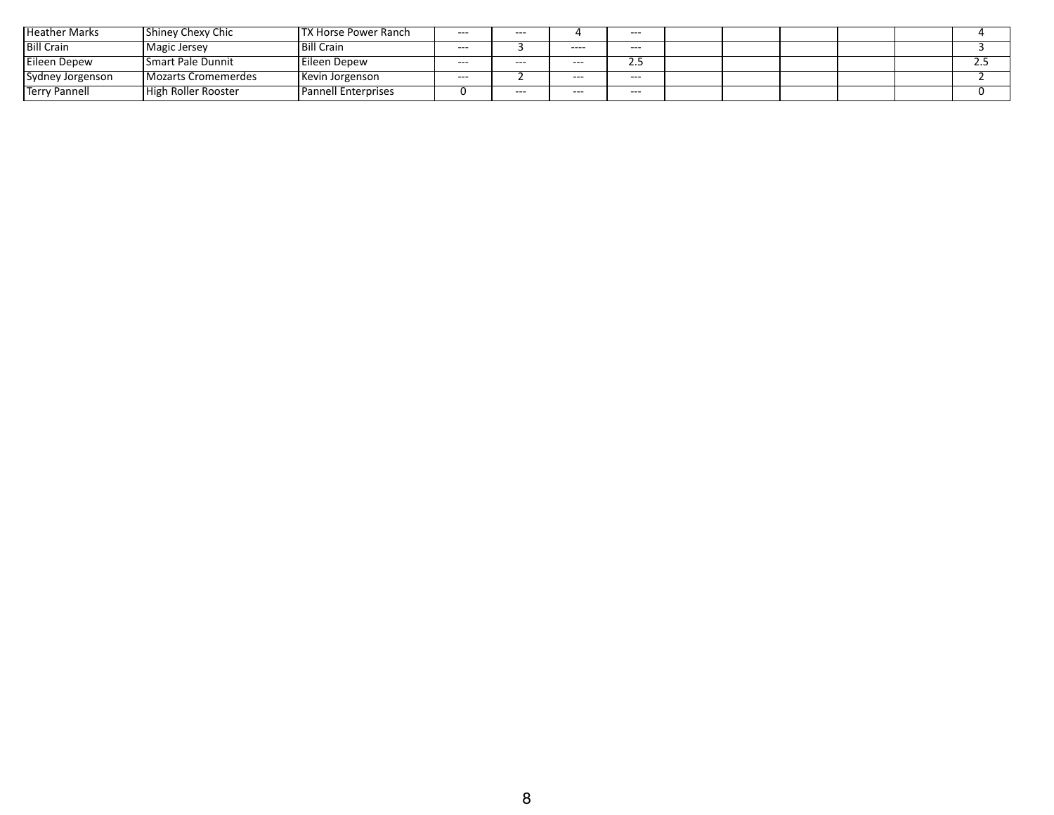| | | | | | | | | | | | | |
|---|---|---|---|---|---|---|---|---|---|---|---|---|
| Heather Marks | Shiney Chexy Chic | TX Horse Power Ranch | --- | --- | 4 | --- | | | | | | 4 |
| Bill Crain | Magic Jersey | Bill Crain | --- | 3 | ---- | --- | | | | | | 3 |
| Eileen Depew | Smart Pale Dunnit | Eileen Depew | --- | --- | --- | 2.5 | | | | | | 2.5 |
| Sydney Jorgenson | Mozarts Cromemerdes | Kevin Jorgenson | --- | 2 | --- | --- | | | | | | 2 |
| Terry Pannell | High Roller Rooster | Pannell Enterprises | 0 | --- | --- | --- | | | | | | 0 |